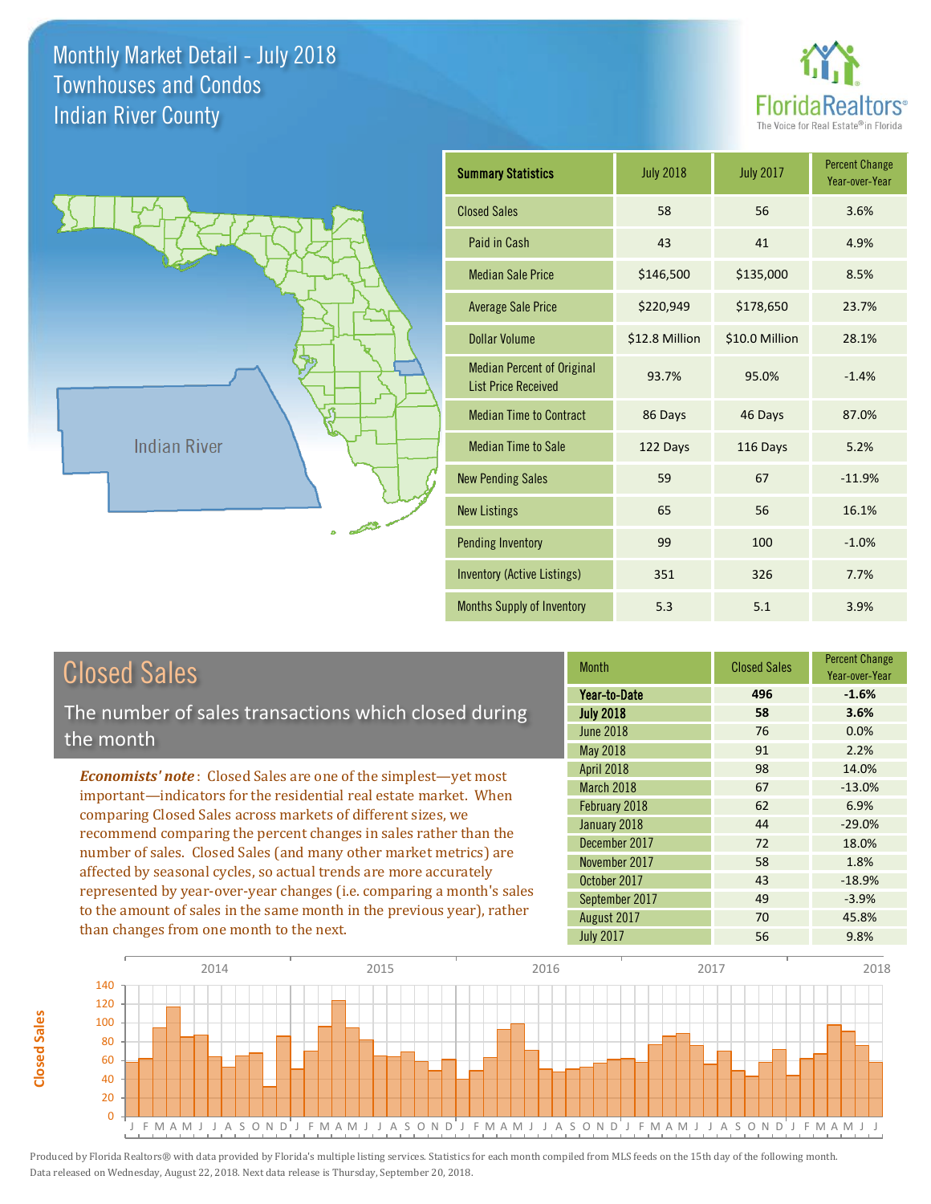# Monthly Market Detail - July 2018
## Townhouses and Condos
## Indian River County

FloridaRealtors®
The Voice for Real Estate® in Florida

Indian River

| Summary Statistics | July 2018 | July 2017 | Percent Change Year-over-Year |
|---|---|---|---|
| Closed Sales | 58 | 56 | 3.6% |
| Paid in Cash | 43 | 41 | 4.9% |
| Median Sale Price | $146,500 | $135,000 | 8.5% |
| Average Sale Price | $220,949 | $178,650 | 23.7% |
| Dollar Volume | $12.8 Million | $10.0 Million | 28.1% |
| Median Percent of Original List Price Received | 93.7% | 95.0% | -1.4% |
| Median Time to Contract | 86 Days | 46 Days | 87.0% |
| Median Time to Sale | 122 Days | 116 Days | 5.2% |
| New Pending Sales | 59 | 67 | -11.9% |
| New Listings | 65 | 56 | 16.1% |
| Pending Inventory | 99 | 100 | -1.0% |
| Inventory (Active Listings) | 351 | 326 | 7.7% |
| Months Supply of Inventory | 5.3 | 5.1 | 3.9% |

## Closed Sales

The number of sales transactions which closed during the month

***Economists' note***: Closed Sales are one of the simplest—yet most important—indicators for the residential real estate market. When comparing Closed Sales across markets of different sizes, we recommend comparing the percent changes in sales rather than the number of sales. Closed Sales (and many other market metrics) are affected by seasonal cycles, so actual trends are more accurately represented by year-over-year changes (i.e. comparing a month's sales to the amount of sales in the same month in the previous year), rather than changes from one month to the next.

| Month | Closed Sales | Percent Change Year-over-Year |
|---|---|---|
| **Year-to-Date** | **496** | **-1.6%** |
| **July 2018** | **58** | **3.6%** |
| June 2018 | 76 | 0.0% |
| May 2018 | 91 | 2.2% |
| April 2018 | 98 | 14.0% |
| March 2018 | 67 | -13.0% |
| February 2018 | 62 | 6.9% |
| January 2018 | 44 | -29.0% |
| December 2017 | 72 | 18.0% |
| November 2017 | 58 | 1.8% |
| October 2017 | 43 | -18.9% |
| September 2017 | 49 | -3.9% |
| August 2017 | 70 | 45.8% |
| July 2017 | 56 | 9.8% |

Closed Sales

2014 2015 2016 2017 2018

140 120 100 80 60 40 20 0

J F M A M J J A S O N D J F M A M J J A S O N D J F M A M J J A S O N D J F M A M J J A S O N D J F M A M J J

Produced by Florida Realtors® with data provided by Florida's multiple listing services. Statistics for each month compiled from MLS feeds on the 15th day of the following month. Data released on Wednesday, August 22, 2018. Next data release is Thursday, September 20, 2018.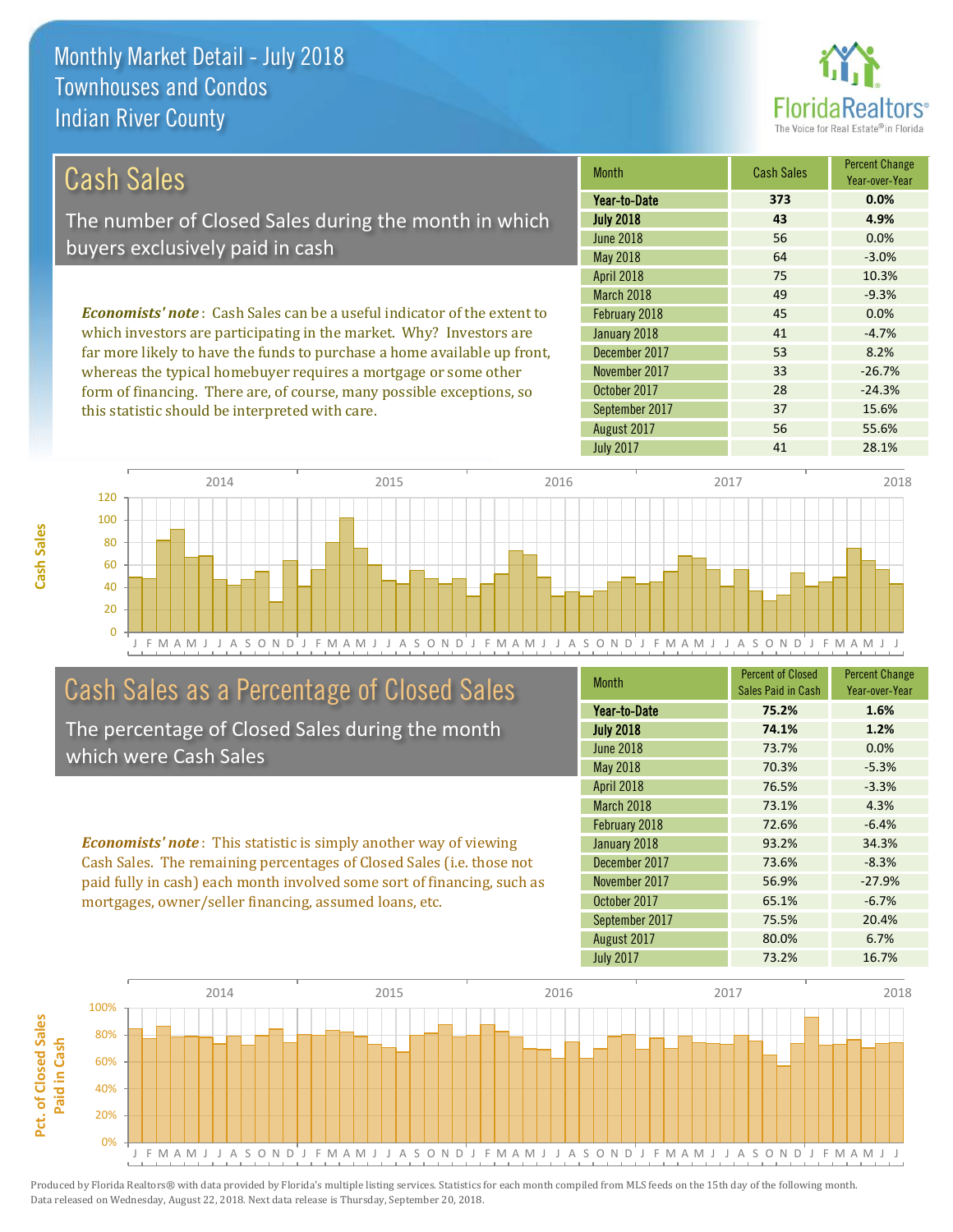# Monthly Market Detail - July 2018
## Townhouses and Condos
## Indian River County

FloridaRealtors® The Voice for Real Estate® in Florida

## Cash Sales

The number of Closed Sales during the month in which buyers exclusively paid in cash

*Economists' note*: Cash Sales can be a useful indicator of the extent to which investors are participating in the market. Why? Investors are far more likely to have the funds to purchase a home available up front, whereas the typical homebuyer requires a mortgage or some other form of financing. There are, of course, many possible exceptions, so this statistic should be interpreted with care.

| Month | Cash Sales | Percent Change Year-over-Year |
|---|---|---|
| **Year-to-Date** | **373** | **0.0%** |
| **July 2018** | **43** | **4.9%** |
| June 2018 | 56 | 0.0% |
| May 2018 | 64 | -3.0% |
| April 2018 | 75 | 10.3% |
| March 2018 | 49 | -9.3% |
| February 2018 | 45 | 0.0% |
| January 2018 | 41 | -4.7% |
| December 2017 | 53 | 8.2% |
| November 2017 | 33 | -26.7% |
| October 2017 | 28 | -24.3% |
| September 2017 | 37 | 15.6% |
| August 2017 | 56 | 55.6% |
| July 2017 | 41 | 28.1% |

Cash Sales

120
100
80
60
40
20
0

2014 2015 2016 2017 2018

J F M A M J J A S O N D J F M A M J J A S O N D J F M A M J J A S O N D J F M A M J J A S O N D J F M A M J J

## Cash Sales as a Percentage of Closed Sales

The percentage of Closed Sales during the month which were Cash Sales

*Economists' note*: This statistic is simply another way of viewing Cash Sales. The remaining percentages of Closed Sales (i.e. those not paid fully in cash) each month involved some sort of financing, such as mortgages, owner/seller financing, assumed loans, etc.

| Month | Percent of Closed Sales Paid in Cash | Percent Change Year-over-Year |
|---|---|---|
| **Year-to-Date** | **75.2%** | **1.6%** |
| **July 2018** | **74.1%** | **1.2%** |
| June 2018 | 73.7% | 0.0% |
| May 2018 | 70.3% | -5.3% |
| April 2018 | 76.5% | -3.3% |
| March 2018 | 73.1% | 4.3% |
| February 2018 | 72.6% | -6.4% |
| January 2018 | 93.2% | 34.3% |
| December 2017 | 73.6% | -8.3% |
| November 2017 | 56.9% | -27.9% |
| October 2017 | 65.1% | -6.7% |
| September 2017 | 75.5% | 20.4% |
| August 2017 | 80.0% | 6.7% |
| July 2017 | 73.2% | 16.7% |

Pct. of Closed Sales Paid in Cash

100%
80%
60%
40%
20%
0%

2014 2015 2016 2017 2018

J F M A M J J A S O N D J F M A M J J A S O N D J F M A M J J A S O N D J F M A M J J A S O N D J F M A M J J

Produced by Florida Realtors® with data provided by Florida's multiple listing services. Statistics for each month compiled from MLS feeds on the 15th day of the following month. Data released on Wednesday, August 22, 2018. Next data release is Thursday, September 20, 2018.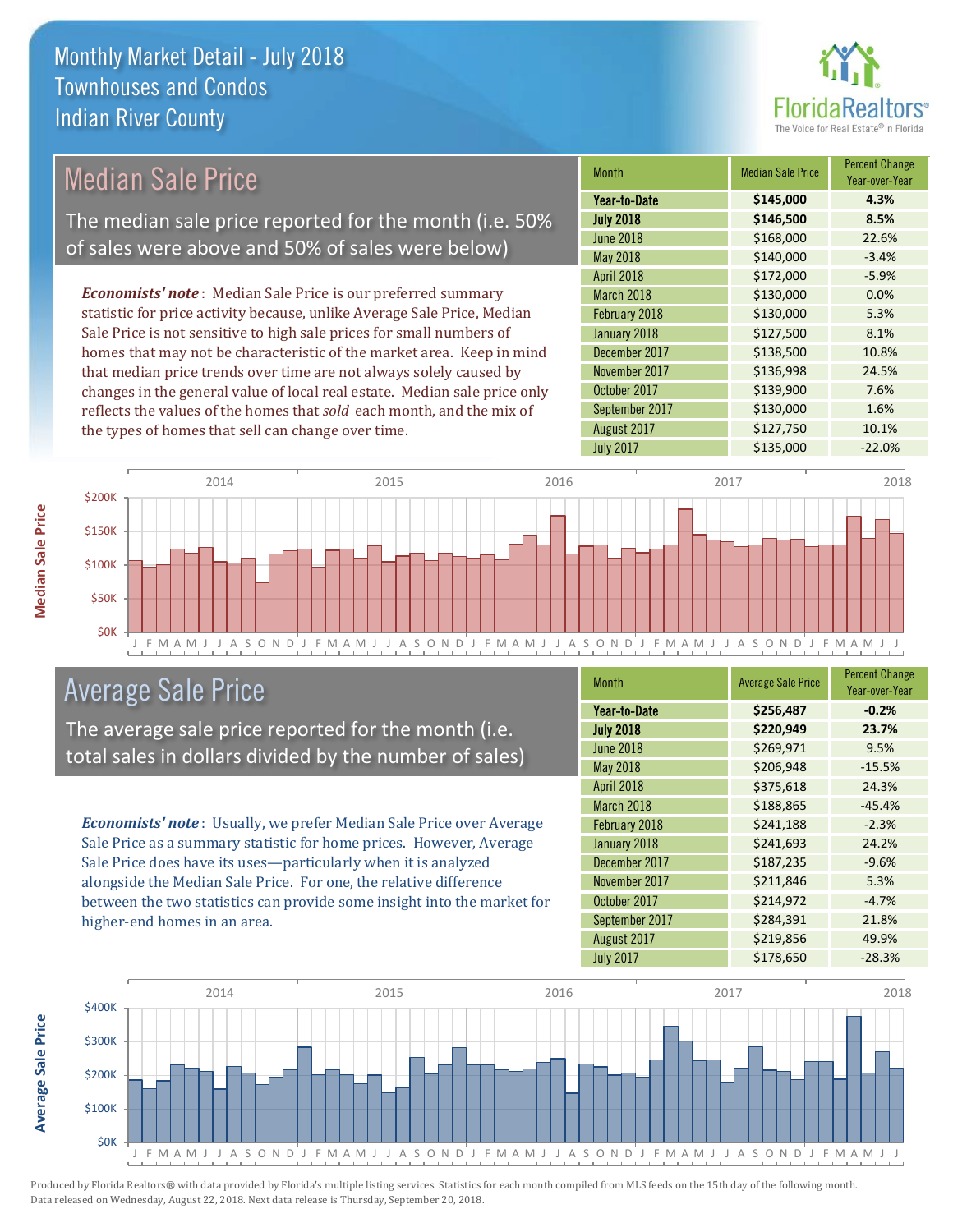# Monthly Market Detail - July 2018
## Townhouses and Condos
## Indian River County

## Median Sale Price

The median sale price reported for the month (i.e. 50% of sales were above and 50% of sales were below)

*Economists' note*: Median Sale Price is our preferred summary statistic for price activity because, unlike Average Sale Price, Median Sale Price is not sensitive to high sale prices for small numbers of homes that may not be characteristic of the market area. Keep in mind that median price trends over time are not always solely caused by changes in the general value of local real estate. Median sale price only reflects the values of the homes that *sold* each month, and the mix of the types of homes that sell can change over time.

| Month | Median Sale Price | Percent Change Year-over-Year |
|---|---|---|
| **Year-to-Date** | **$145,000** | **4.3%** |
| **July 2018** | **$146,500** | **8.5%** |
| June 2018 | $168,000 | 22.6% |
| May 2018 | $140,000 | -3.4% |
| April 2018 | $172,000 | -5.9% |
| March 2018 | $130,000 | 0.0% |
| February 2018 | $130,000 | 5.3% |
| January 2018 | $127,500 | 8.1% |
| December 2017 | $138,500 | 10.8% |
| November 2017 | $136,998 | 24.5% |
| October 2017 | $139,900 | 7.6% |
| September 2017 | $130,000 | 1.6% |
| August 2017 | $127,750 | 10.1% |
| July 2017 | $135,000 | -22.0% |

Median Sale Price

$200K
$150K
$100K
$50K
$0K

2014 2015 2016 2017 2018

J F M A M J J A S O N D J F M A M J J A S O N D J F M A M J J A S O N D J F M A M J J A S O N D J F M A M J J

## Average Sale Price

The average sale price reported for the month (i.e. total sales in dollars divided by the number of sales)

*Economists' note*: Usually, we prefer Median Sale Price over Average Sale Price as a summary statistic for home prices. However, Average Sale Price does have its uses—particularly when it is analyzed alongside the Median Sale Price. For one, the relative difference between the two statistics can provide some insight into the market for higher-end homes in an area.

| Month | Average Sale Price | Percent Change Year-over-Year |
|---|---|---|
| **Year-to-Date** | **$256,487** | **-0.2%** |
| **July 2018** | **$220,949** | **23.7%** |
| June 2018 | $269,971 | 9.5% |
| May 2018 | $206,948 | -15.5% |
| April 2018 | $375,618 | 24.3% |
| March 2018 | $188,865 | -45.4% |
| February 2018 | $241,188 | -2.3% |
| January 2018 | $241,693 | 24.2% |
| December 2017 | $187,235 | -9.6% |
| November 2017 | $211,846 | 5.3% |
| October 2017 | $214,972 | -4.7% |
| September 2017 | $284,391 | 21.8% |
| August 2017 | $219,856 | 49.9% |
| July 2017 | $178,650 | -28.3% |

Average Sale Price

$400K
$300K
$200K
$100K
$0K

2014 2015 2016 2017 2018

J F M A M J J A S O N D J F M A M J J A S O N D J F M A M J J A S O N D J F M A M J J A S O N D J F M A M J J

Produced by Florida Realtors® with data provided by Florida's multiple listing services. Statistics for each month compiled from MLS feeds on the 15th day of the following month. Data released on Wednesday, August 22, 2018. Next data release is Thursday, September 20, 2018.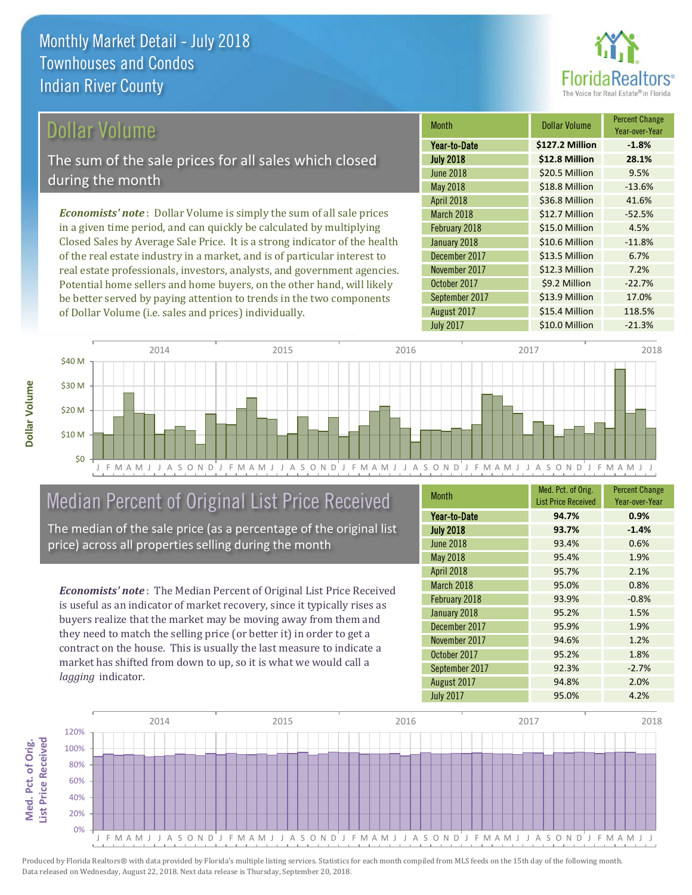# Monthly Market Detail - July 2018
## Townhouses and Condos
## Indian River County

FloridaRealtors®
The Voice for Real Estate® in Florida

## Dollar Volume

The sum of the sale prices for all sales which closed during the month

*Economists' note*: Dollar Volume is simply the sum of all sale prices in a given time period, and can quickly be calculated by multiplying Closed Sales by Average Sale Price. It is a strong indicator of the health of the real estate industry in a market, and is of particular interest to real estate professionals, investors, analysts, and government agencies. Potential home sellers and home buyers, on the other hand, will likely be better served by paying attention to trends in the two components of Dollar Volume (i.e. sales and prices) individually.

| Month | Dollar Volume | Percent Change Year-over-Year |
|---|---|---|
| **Year-to-Date** | **$127.2 Million** | **-1.8%** |
| **July 2018** | **$12.8 Million** | **28.1%** |
| June 2018 | $20.5 Million | 9.5% |
| May 2018 | $18.8 Million | -13.6% |
| April 2018 | $36.8 Million | 41.6% |
| March 2018 | $12.7 Million | -52.5% |
| February 2018 | $15.0 Million | 4.5% |
| January 2018 | $10.6 Million | -11.8% |
| December 2017 | $13.5 Million | 6.7% |
| November 2017 | $12.3 Million | 7.2% |
| October 2017 | $9.2 Million | -22.7% |
| September 2017 | $13.9 Million | 17.0% |
| August 2017 | $15.4 Million | 118.5% |
| July 2017 | $10.0 Million | -21.3% |

Dollar Volume
2014 2015 2016 2017 2018
$40 M
$30 M
$20 M
$10 M
$0
J F M A M J J A S O N D J F M A M J J A S O N D J F M A M J J A S O N D J F M A M J J A S O N D J F M A M J J

## Median Percent of Original List Price Received

The median of the sale price (as a percentage of the original list price) across all properties selling during the month

*Economists' note*: The Median Percent of Original List Price Received is useful as an indicator of market recovery, since it typically rises as buyers realize that the market may be moving away from them and they need to match the selling price (or better it) in order to get a contract on the house. This is usually the last measure to indicate a market has shifted from down to up, so it is what we would call a *lagging* indicator.

| Month | Med. Pct. of Orig. List Price Received | Percent Change Year-over-Year |
|---|---|---|
| **Year-to-Date** | **94.7%** | **0.9%** |
| **July 2018** | **93.7%** | **-1.4%** |
| June 2018 | 93.4% | 0.6% |
| May 2018 | 95.4% | 1.9% |
| April 2018 | 95.7% | 2.1% |
| March 2018 | 95.0% | 0.8% |
| February 2018 | 93.9% | -0.8% |
| January 2018 | 95.2% | 1.5% |
| December 2017 | 95.9% | 1.9% |
| November 2017 | 94.6% | 1.2% |
| October 2017 | 95.2% | 1.8% |
| September 2017 | 92.3% | -2.7% |
| August 2017 | 94.8% | 2.0% |
| July 2017 | 95.0% | 4.2% |

Med. Pct. of Orig. List Price Received
2014 2015 2016 2017 2018
120%
100%
80%
60%
40%
20%
0%
J F M A M J J A S O N D J F M A M J J A S O N D J F M A M J J A S O N D J F M A M J J A S O N D J F M A M J J

Produced by Florida Realtors® with data provided by Florida's multiple listing services. Statistics for each month compiled from MLS feeds on the 15th day of the following month. Data released on Wednesday, August 22, 2018. Next data release is Thursday, September 20, 2018.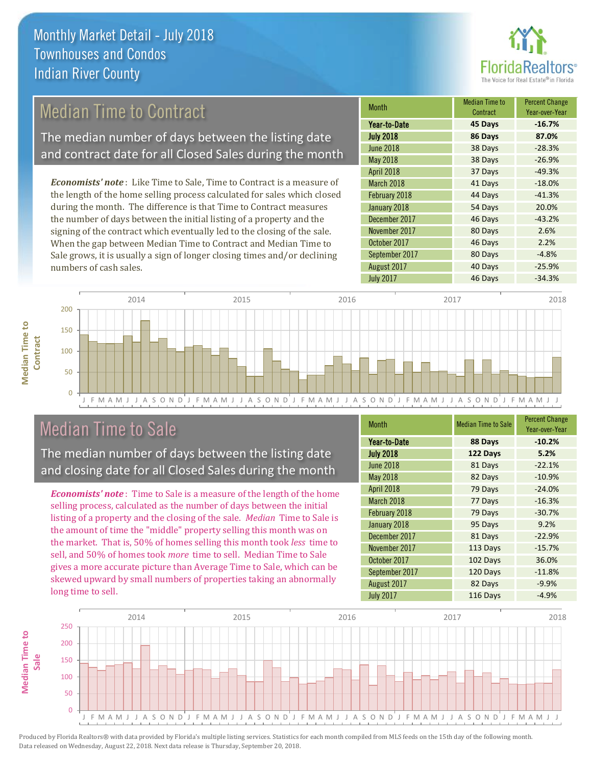# Monthly Market Detail - July 2018
## Townhouses and Condos
## Indian River County

FloridaRealtors®
The Voice for Real Estate® in Florida

## Median Time to Contract

The median number of days between the listing date and contract date for all Closed Sales during the month

***Economists' note***: Like Time to Sale, Time to Contract is a measure of the length of the home selling process calculated for sales which closed during the month. The difference is that Time to Contract measures the number of days between the initial listing of a property and the signing of the contract which eventually led to the closing of the sale. When the gap between Median Time to Contract and Median Time to Sale grows, it is usually a sign of longer closing times and/or declining numbers of cash sales.

| Month | Median Time to Contract | Percent Change Year-over-Year |
|---|---|---|
| **Year-to-Date** | **45 Days** | **-16.7%** |
| **July 2018** | **86 Days** | **87.0%** |
| June 2018 | 38 Days | -28.3% |
| May 2018 | 38 Days | -26.9% |
| April 2018 | 37 Days | -49.3% |
| March 2018 | 41 Days | -18.0% |
| February 2018 | 44 Days | -41.3% |
| January 2018 | 54 Days | 20.0% |
| December 2017 | 46 Days | -43.2% |
| November 2017 | 80 Days | 2.6% |
| October 2017 | 46 Days | 2.2% |
| September 2017 | 80 Days | -4.8% |
| August 2017 | 40 Days | -25.9% |
| July 2017 | 46 Days | -34.3% |

Median Time to Contract
2014 2015 2016 2017 2018
200 150 100 50 0
J F M A M J J A S O N D J F M A M J J A S O N D J F M A M J J A S O N D J F M A M J J A S O N D J F M A M J J

## Median Time to Sale

The median number of days between the listing date and closing date for all Closed Sales during the month

***Economists' note***: Time to Sale is a measure of the length of the home selling process, calculated as the number of days between the initial listing of a property and the closing of the sale. *Median* Time to Sale is the amount of time the "middle" property selling this month was on the market. That is, 50% of homes selling this month took *less* time to sell, and 50% of homes took *more* time to sell. Median Time to Sale gives a more accurate picture than Average Time to Sale, which can be skewed upward by small numbers of properties taking an abnormally long time to sell.

| Month | Median Time to Sale | Percent Change Year-over-Year |
|---|---|---|
| **Year-to-Date** | **88 Days** | **-10.2%** |
| **July 2018** | **122 Days** | **5.2%** |
| June 2018 | 81 Days | -22.1% |
| May 2018 | 82 Days | -10.9% |
| April 2018 | 79 Days | -24.0% |
| March 2018 | 77 Days | -16.3% |
| February 2018 | 79 Days | -30.7% |
| January 2018 | 95 Days | 9.2% |
| December 2017 | 81 Days | -22.9% |
| November 2017 | 113 Days | -15.7% |
| October 2017 | 102 Days | 36.0% |
| September 2017 | 120 Days | -11.8% |
| August 2017 | 82 Days | -9.9% |
| July 2017 | 116 Days | -4.9% |

Median Time to Sale
2014 2015 2016 2017 2018
250 200 150 100 50 0
J F M A M J J A S O N D J F M A M J J A S O N D J F M A M J J A S O N D J F M A M J J A S O N D J F M A M J J

Produced by Florida Realtors® with data provided by Florida's multiple listing services. Statistics for each month compiled from MLS feeds on the 15th day of the following month. Data released on Wednesday, August 22, 2018. Next data release is Thursday, September 20, 2018.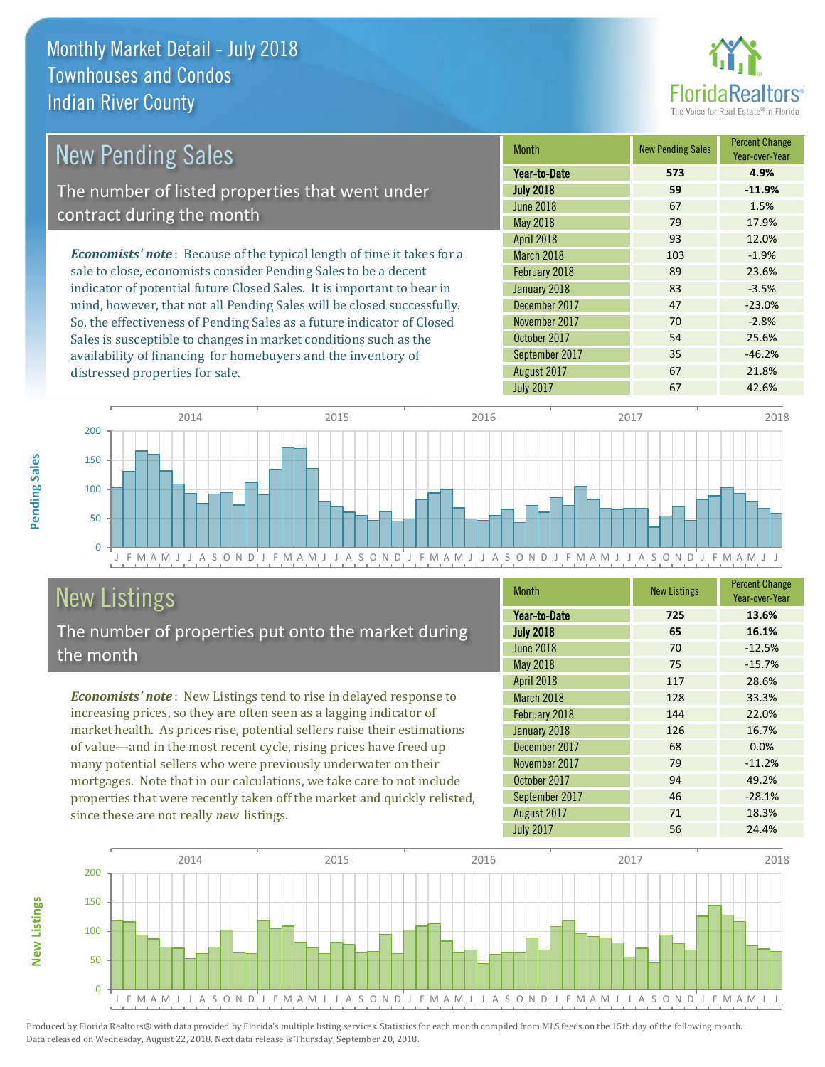# Monthly Market Detail - July 2018
## Townhouses and Condos
## Indian River County

## New Pending Sales

The number of listed properties that went under contract during the month

***Economists' note*** : Because of the typical length of time it takes for a sale to close, economists consider Pending Sales to be a decent indicator of potential future Closed Sales. It is important to bear in mind, however, that not all Pending Sales will be closed successfully. So, the effectiveness of Pending Sales as a future indicator of Closed Sales is susceptible to changes in market conditions such as the availability of financing for homebuyers and the inventory of distressed properties for sale.

| Month | New Pending Sales | Percent Change Year-over-Year |
|---|---|---|
| **Year-to-Date** | **573** | **4.9%** |
| **July 2018** | **59** | **-11.9%** |
| June 2018 | 67 | 1.5% |
| May 2018 | 79 | 17.9% |
| April 2018 | 93 | 12.0% |
| March 2018 | 103 | -1.9% |
| February 2018 | 89 | 23.6% |
| January 2018 | 83 | -3.5% |
| December 2017 | 47 | -23.0% |
| November 2017 | 70 | -2.8% |
| October 2017 | 54 | 25.6% |
| September 2017 | 35 | -46.2% |
| August 2017 | 67 | 21.8% |
| July 2017 | 67 | 42.6% |

Pending Sales

2014 2015 2016 2017 2018

200 150 100 50 0

J F M A M J J A S O N D J F M A M J J A S O N D J F M A M J J A S O N D J F M A M J J A S O N D J F M A M J J

## New Listings

The number of properties put onto the market during the month

***Economists' note*** : New Listings tend to rise in delayed response to increasing prices, so they are often seen as a lagging indicator of market health. As prices rise, potential sellers raise their estimations of value—and in the most recent cycle, rising prices have freed up many potential sellers who were previously underwater on their mortgages. Note that in our calculations, we take care to not include properties that were recently taken off the market and quickly relisted, since these are not really *new* listings.

| Month | New Listings | Percent Change Year-over-Year |
|---|---|---|
| **Year-to-Date** | **725** | **13.6%** |
| **July 2018** | **65** | **16.1%** |
| June 2018 | 70 | -12.5% |
| May 2018 | 75 | -15.7% |
| April 2018 | 117 | 28.6% |
| March 2018 | 128 | 33.3% |
| February 2018 | 144 | 22.0% |
| January 2018 | 126 | 16.7% |
| December 2017 | 68 | 0.0% |
| November 2017 | 79 | -11.2% |
| October 2017 | 94 | 49.2% |
| September 2017 | 46 | -28.1% |
| August 2017 | 71 | 18.3% |
| July 2017 | 56 | 24.4% |

New Listings

2014 2015 2016 2017 2018

200 150 100 50 0

J F M A M J J A S O N D J F M A M J J A S O N D J F M A M J J A S O N D J F M A M J J A S O N D J F M A M J J

Produced by Florida Realtors® with data provided by Florida's multiple listing services. Statistics for each month compiled from MLS feeds on the 15th day of the following month. Data released on Wednesday, August 22, 2018. Next data release is Thursday, September 20, 2018.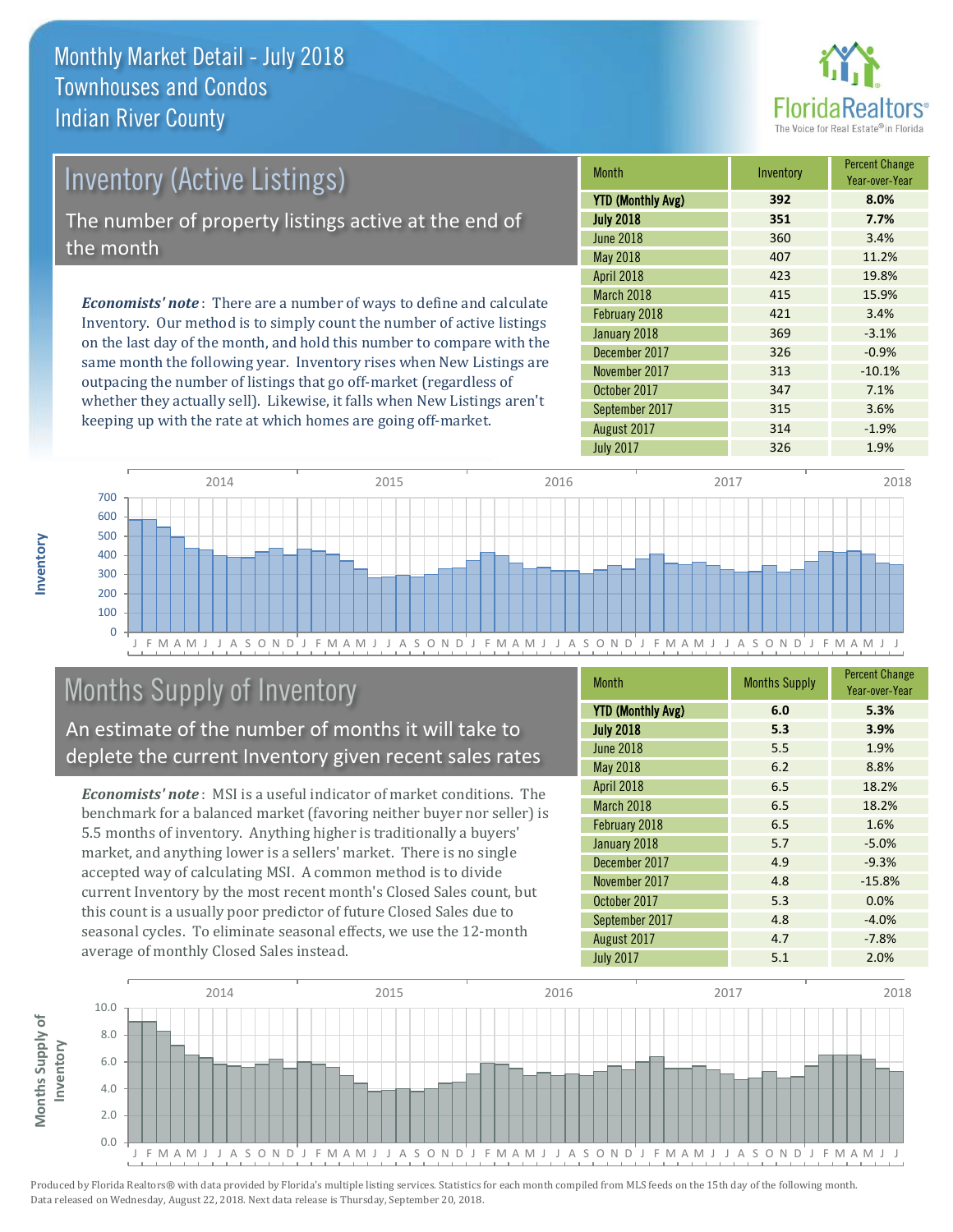# Monthly Market Detail - July 2018
## Townhouses and Condos
## Indian River County

## Inventory (Active Listings)

The number of property listings active at the end of the month

*Economists' note*: There are a number of ways to define and calculate Inventory. Our method is to simply count the number of active listings on the last day of the month, and hold this number to compare with the same month the following year. Inventory rises when New Listings are outpacing the number of listings that go off-market (regardless of whether they actually sell). Likewise, it falls when New Listings aren't keeping up with the rate at which homes are going off-market.

| Month | Inventory | Percent Change Year-over-Year |
|---|---|---|
| **YTD (Monthly Avg)** | **392** | **8.0%** |
| **July 2018** | **351** | **7.7%** |
| June 2018 | 360 | 3.4% |
| May 2018 | 407 | 11.2% |
| April 2018 | 423 | 19.8% |
| March 2018 | 415 | 15.9% |
| February 2018 | 421 | 3.4% |
| January 2018 | 369 | -3.1% |
| December 2017 | 326 | -0.9% |
| November 2017 | 313 | -10.1% |
| October 2017 | 347 | 7.1% |
| September 2017 | 315 | 3.6% |
| August 2017 | 314 | -1.9% |
| July 2017 | 326 | 1.9% |

## Months Supply of Inventory

An estimate of the number of months it will take to deplete the current Inventory given recent sales rates

*Economists' note*: MSI is a useful indicator of market conditions. The benchmark for a balanced market (favoring neither buyer nor seller) is 5.5 months of inventory. Anything higher is traditionally a buyers' market, and anything lower is a sellers' market. There is no single accepted way of calculating MSI. A common method is to divide current Inventory by the most recent month's Closed Sales count, but this count is a usually poor predictor of future Closed Sales due to seasonal cycles. To eliminate seasonal effects, we use the 12-month average of monthly Closed Sales instead.

| Month | Months Supply | Percent Change Year-over-Year |
|---|---|---|
| **YTD (Monthly Avg)** | **6.0** | **5.3%** |
| **July 2018** | **5.3** | **3.9%** |
| June 2018 | 5.5 | 1.9% |
| May 2018 | 6.2 | 8.8% |
| April 2018 | 6.5 | 18.2% |
| March 2018 | 6.5 | 18.2% |
| February 2018 | 6.5 | 1.6% |
| January 2018 | 5.7 | -5.0% |
| December 2017 | 4.9 | -9.3% |
| November 2017 | 4.8 | -15.8% |
| October 2017 | 5.3 | 0.0% |
| September 2017 | 4.8 | -4.0% |
| August 2017 | 4.7 | -7.8% |
| July 2017 | 5.1 | 2.0% |

Produced by Florida Realtors® with data provided by Florida's multiple listing services. Statistics for each month compiled from MLS feeds on the 15th day of the following month. Data released on Wednesday, August 22, 2018. Next data release is Thursday, September 20, 2018.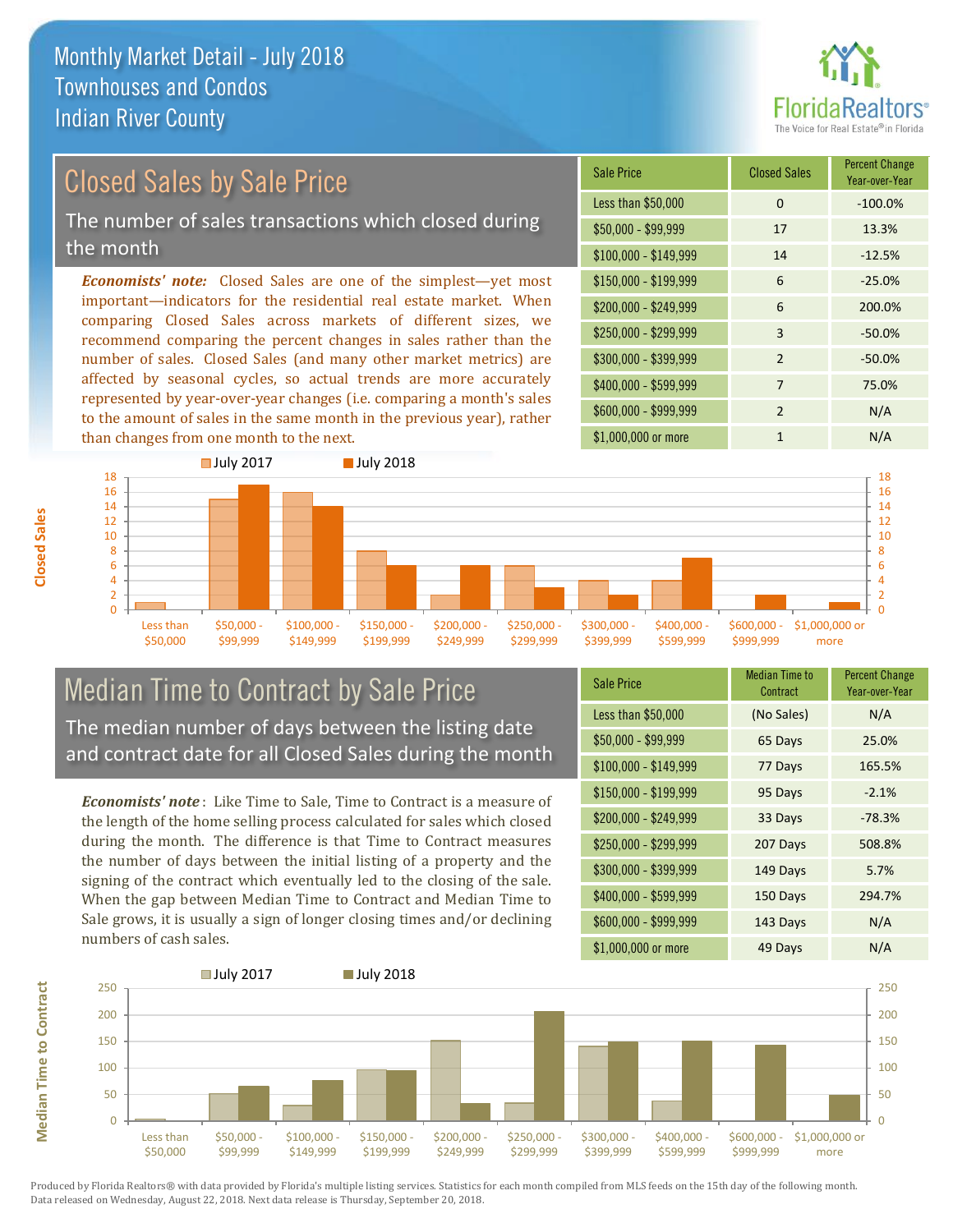# Monthly Market Detail - July 2018
## Townhouses and Condos
## Indian River County

FloridaRealtors®
The Voice for Real Estate® in Florida

## Closed Sales by Sale Price

The number of sales transactions which closed during the month

***Economists' note:*** Closed Sales are one of the simplest—yet most important—indicators for the residential real estate market. When comparing Closed Sales across markets of different sizes, we recommend comparing the percent changes in sales rather than the number of sales. Closed Sales (and many other market metrics) are affected by seasonal cycles, so actual trends are more accurately represented by year-over-year changes (i.e. comparing a month's sales to the amount of sales in the same month in the previous year), rather than changes from one month to the next.

| Sale Price | Closed Sales | Percent Change Year-over-Year |
|---|---|---|
| Less than $50,000 | 0 | -100.0% |
| $50,000 - $99,999 | 17 | 13.3% |
| $100,000 - $149,999 | 14 | -12.5% |
| $150,000 - $199,999 | 6 | -25.0% |
| $200,000 - $249,999 | 6 | 200.0% |
| $250,000 - $299,999 | 3 | -50.0% |
| $300,000 - $399,999 | 2 | -50.0% |
| $400,000 - $599,999 | 7 | 75.0% |
| $600,000 - $999,999 | 2 | N/A |
| $1,000,000 or more | 1 | N/A |

July 2017 July 2018

Closed Sales

0 2 4 6 8 10 12 14 16 18

Less than $50,000 | $50,000 - $99,999 | $100,000 - $149,999 | $150,000 - $199,999 | $200,000 - $249,999 | $250,000 - $299,999 | $300,000 - $399,999 | $400,000 - $599,999 | $600,000 - $999,999 | $1,000,000 or more

## Median Time to Contract by Sale Price

The median number of days between the listing date and contract date for all Closed Sales during the month

***Economists' note*** : Like Time to Sale, Time to Contract is a measure of the length of the home selling process calculated for sales which closed during the month. The difference is that Time to Contract measures the number of days between the initial listing of a property and the signing of the contract which eventually led to the closing of the sale. When the gap between Median Time to Contract and Median Time to Sale grows, it is usually a sign of longer closing times and/or declining numbers of cash sales.

| Sale Price | Median Time to Contract | Percent Change Year-over-Year |
|---|---|---|
| Less than $50,000 | (No Sales) | N/A |
| $50,000 - $99,999 | 65 Days | 25.0% |
| $100,000 - $149,999 | 77 Days | 165.5% |
| $150,000 - $199,999 | 95 Days | -2.1% |
| $200,000 - $249,999 | 33 Days | -78.3% |
| $250,000 - $299,999 | 207 Days | 508.8% |
| $300,000 - $399,999 | 149 Days | 5.7% |
| $400,000 - $599,999 | 150 Days | 294.7% |
| $600,000 - $999,999 | 143 Days | N/A |
| $1,000,000 or more | 49 Days | N/A |

July 2017 July 2018

Median Time to Contract

0 50 100 150 200 250

Less than $50,000 | $50,000 - $99,999 | $100,000 - $149,999 | $150,000 - $199,999 | $200,000 - $249,999 | $250,000 - $299,999 | $300,000 - $399,999 | $400,000 - $599,999 | $600,000 - $999,999 | $1,000,000 or more

Produced by Florida Realtors® with data provided by Florida's multiple listing services. Statistics for each month compiled from MLS feeds on the 15th day of the following month. Data released on Wednesday, August 22, 2018. Next data release is Thursday, September 20, 2018.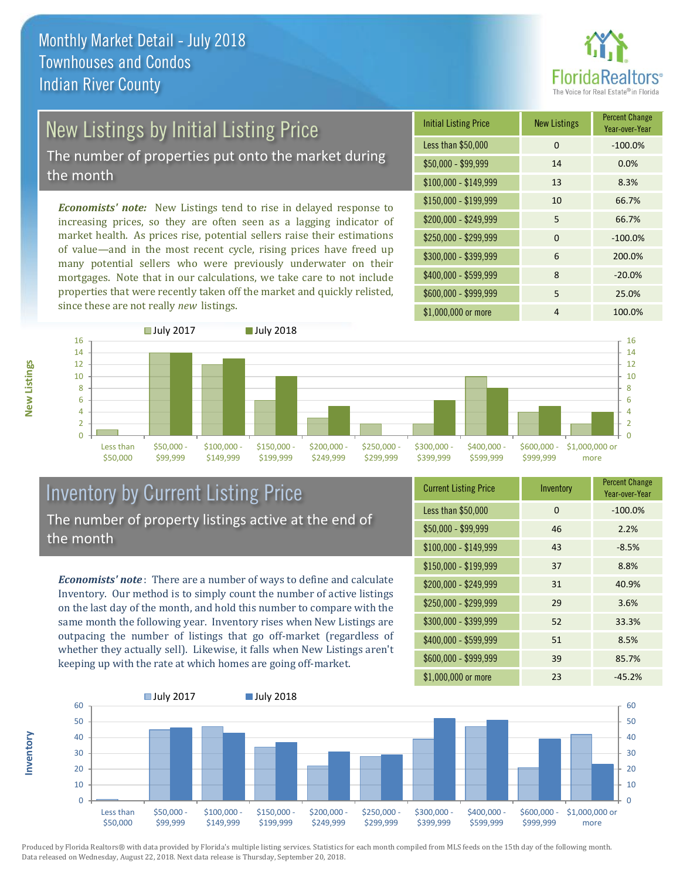# Monthly Market Detail - July 2018
## Townhouses and Condos
## Indian River County

FloridaRealtors®
The Voice for Real Estate® in Florida

## New Listings by Initial Listing Price

The number of properties put onto the market during the month

*Economists' note:* New Listings tend to rise in delayed response to increasing prices, so they are often seen as a lagging indicator of market health. As prices rise, potential sellers raise their estimations of value—and in the most recent cycle, rising prices have freed up many potential sellers who were previously underwater on their mortgages. Note that in our calculations, we take care to not include properties that were recently taken off the market and quickly relisted, since these are not really *new* listings.

| Initial Listing Price | New Listings | Percent Change Year-over-Year |
|---|---|---|
| Less than $50,000 | 0 | -100.0% |
| $50,000 - $99,999 | 14 | 0.0% |
| $100,000 - $149,999 | 13 | 8.3% |
| $150,000 - $199,999 | 10 | 66.7% |
| $200,000 - $249,999 | 5 | 66.7% |
| $250,000 - $299,999 | 0 | -100.0% |
| $300,000 - $399,999 | 6 | 200.0% |
| $400,000 - $599,999 | 8 | -20.0% |
| $600,000 - $999,999 | 5 | 25.0% |
| $1,000,000 or more | 4 | 100.0% |

July 2017 July 2018

New Listings

0 2 4 6 8 10 12 14 16

Less than $50,000
$50,000 - $99,999
$100,000 - $149,999
$150,000 - $199,999
$200,000 - $249,999
$250,000 - $299,999
$300,000 - $399,999
$400,000 - $599,999
$600,000 - $999,999
$1,000,000 or more

## Inventory by Current Listing Price

The number of property listings active at the end of the month

*Economists' note*: There are a number of ways to define and calculate Inventory. Our method is to simply count the number of active listings on the last day of the month, and hold this number to compare with the same month the following year. Inventory rises when New Listings are outpacing the number of listings that go off-market (regardless of whether they actually sell). Likewise, it falls when New Listings aren't keeping up with the rate at which homes are going off-market.

| Current Listing Price | Inventory | Percent Change Year-over-Year |
|---|---|---|
| Less than $50,000 | 0 | -100.0% |
| $50,000 - $99,999 | 46 | 2.2% |
| $100,000 - $149,999 | 43 | -8.5% |
| $150,000 - $199,999 | 37 | 8.8% |
| $200,000 - $249,999 | 31 | 40.9% |
| $250,000 - $299,999 | 29 | 3.6% |
| $300,000 - $399,999 | 52 | 33.3% |
| $400,000 - $599,999 | 51 | 8.5% |
| $600,000 - $999,999 | 39 | 85.7% |
| $1,000,000 or more | 23 | -45.2% |

July 2017 July 2018

Inventory

0 10 20 30 40 50 60

Less than $50,000
$50,000 - $99,999
$100,000 - $149,999
$150,000 - $199,999
$200,000 - $249,999
$250,000 - $299,999
$300,000 - $399,999
$400,000 - $599,999
$600,000 - $999,999
$1,000,000 or more

Produced by Florida Realtors® with data provided by Florida's multiple listing services. Statistics for each month compiled from MLS feeds on the 15th day of the following month. Data released on Wednesday, August 22, 2018. Next data release is Thursday, September 20, 2018.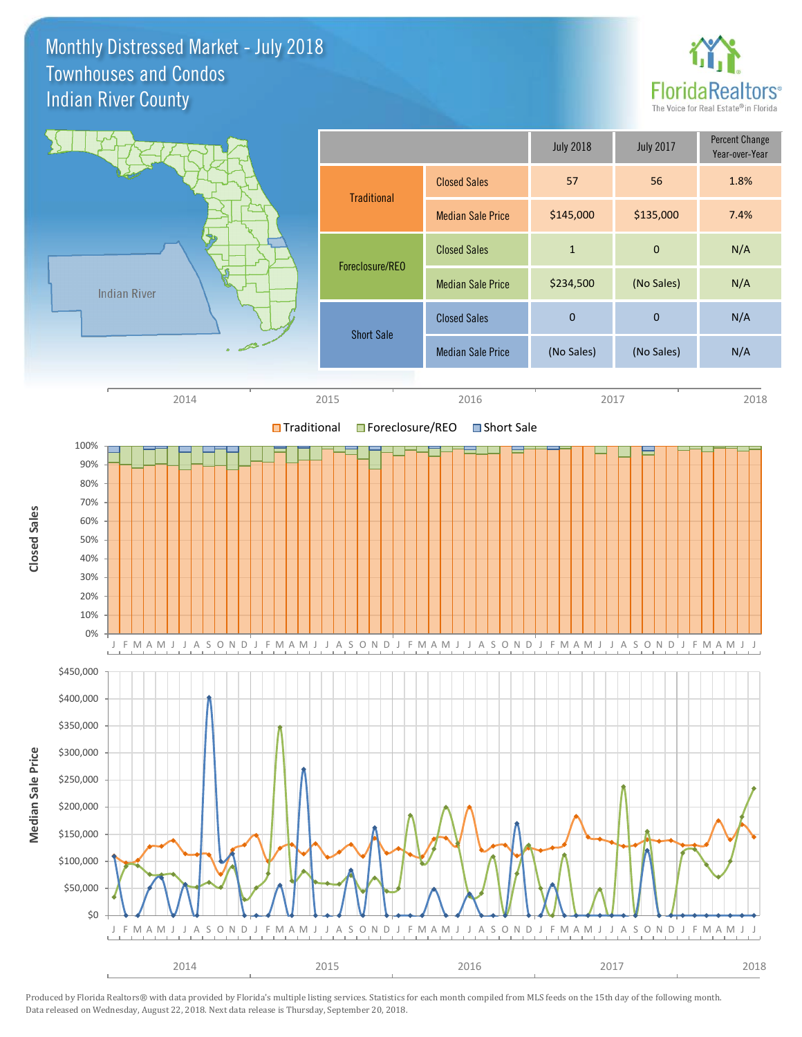# Monthly Distressed Market - July 2018
## Townhouses and Condos
## Indian River County

FloridaRealtors®
The Voice for Real Estate® in Florida

Indian River

| | | July 2018 | July 2017 | Percent Change Year-over-Year |
|---|---|---|---|---|
| Traditional | Closed Sales | 57 | 56 | 1.8% |
| | Median Sale Price | $145,000 | $135,000 | 7.4% |
| Foreclosure/REO | Closed Sales | 1 | 0 | N/A |
| | Median Sale Price | $234,500 | (No Sales) | N/A |
| Short Sale | Closed Sales | 0 | 0 | N/A |
| | Median Sale Price | (No Sales) | (No Sales) | N/A |

2014 2015 2016 2017 2018

Traditional Foreclosure/REO Short Sale

Closed Sales

100% 90% 80% 70% 60% 50% 40% 30% 20% 10% 0%

J F M A M J J A S O N D J F M A M J J A S O N D J F M A M J J A S O N D J F M A M J J A S O N D J F M A M J J

Median Sale Price

$450,000 $400,000 $350,000 $300,000 $250,000 $200,000 $150,000 $100,000 $50,000 $0

J F M A M J J A S O N D J F M A M J J A S O N D J F M A M J J A S O N D J F M A M J J A S O N D J F M A M J J

2014 2015 2016 2017 2018

Produced by Florida Realtors® with data provided by Florida's multiple listing services. Statistics for each month compiled from MLS feeds on the 15th day of the following month. Data released on Wednesday, August 22, 2018. Next data release is Thursday, September 20, 2018.